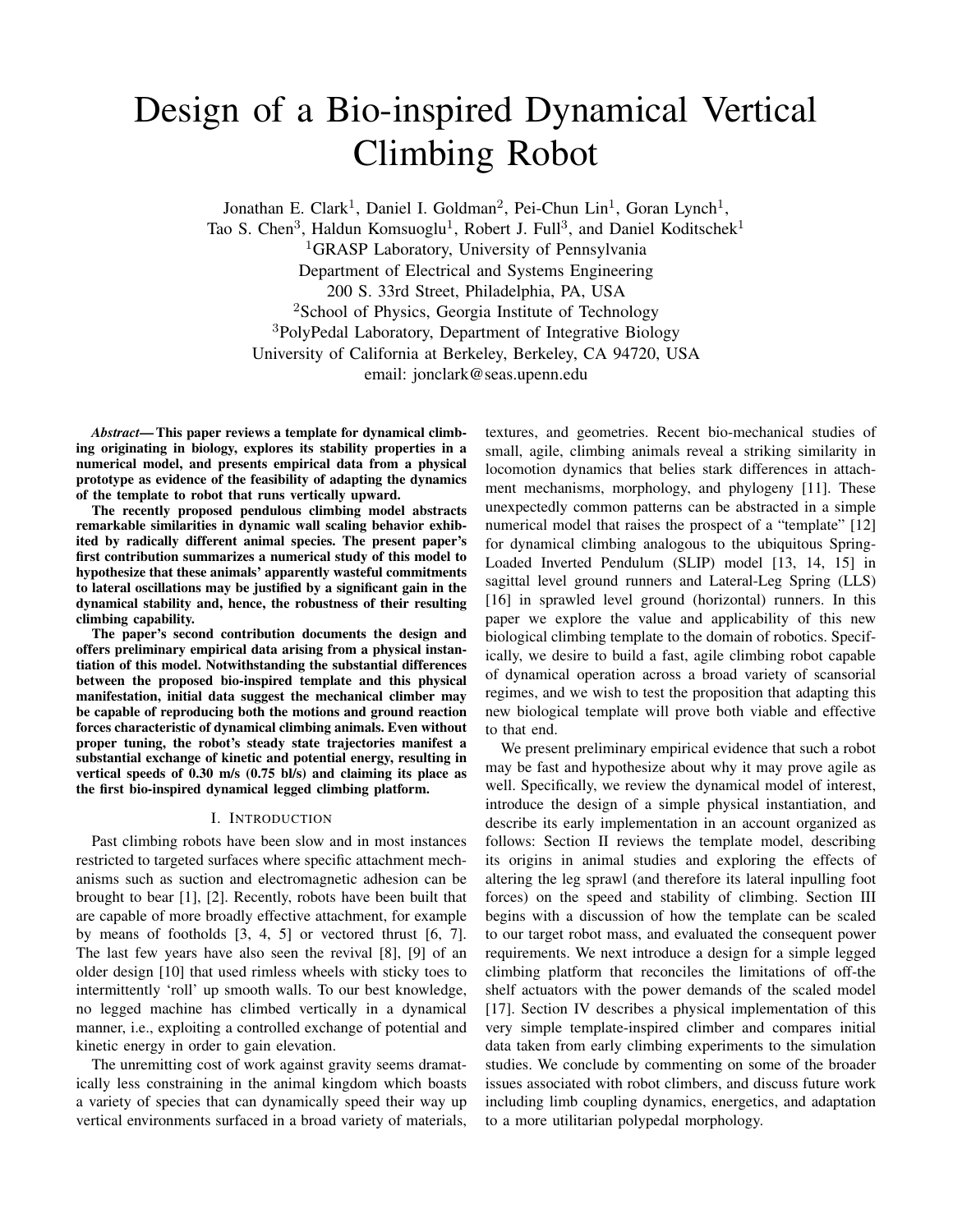# Design of a Bio-inspired Dynamical Vertical Climbing Robot

Jonathan E. Clark[1], Daniel I. Goldman[2], Pei-Chun Lin[1], Goran Lynch[1], Tao S. Chen[3], Haldun Komsuoglu[1], Robert J. Full[3], and Daniel Koditschek[1]

[1]GRASP Laboratory, University of Pennsylvania
Department of Electrical and Systems Engineering
200 S. 33rd Street, Philadelphia, PA, USA
[2]School of Physics, Georgia Institute of Technology
[3]PolyPedal Laboratory, Department of Integrative Biology
University of California at Berkeley, Berkeley, CA 94720, USA
email: jonclark@seas.upenn.edu

***Abstract*— This paper reviews a template for dynamical climbing originating in biology, explores its stability properties in a numerical model, and presents empirical data from a physical prototype as evidence of the feasibility of adapting the dynamics of the template to robot that runs vertically upward.**

**The recently proposed pendulous climbing model abstracts remarkable similarities in dynamic wall scaling behavior exhibited by radically different animal species. The present paper's first contribution summarizes a numerical study of this model to hypothesize that these animals' apparently wasteful commitments to lateral oscillations may be justified by a significant gain in the dynamical stability and, hence, the robustness of their resulting climbing capability.**

**The paper's second contribution documents the design and offers preliminary empirical data arising from a physical instantiation of this model. Notwithstanding the substantial differences between the proposed bio-inspired template and this physical manifestation, initial data suggest the mechanical climber may be capable of reproducing both the motions and ground reaction forces characteristic of dynamical climbing animals. Even without proper tuning, the robot's steady state trajectories manifest a substantial exchange of kinetic and potential energy, resulting in vertical speeds of 0.30 m/s (0.75 bl/s) and claiming its place as the first bio-inspired dynamical legged climbing platform.**

## I. Introduction

Past climbing robots have been slow and in most instances restricted to targeted surfaces where specific attachment mechanisms such as suction and electromagnetic adhesion can be brought to bear [1], [2]. Recently, robots have been built that are capable of more broadly effective attachment, for example by means of footholds [3, 4, 5] or vectored thrust [6, 7]. The last few years have also seen the revival [8], [9] of an older design [10] that used rimless wheels with sticky toes to intermittently 'roll' up smooth walls. To our best knowledge, no legged machine has climbed vertically in a dynamical manner, i.e., exploiting a controlled exchange of potential and kinetic energy in order to gain elevation.

The unremitting cost of work against gravity seems dramatically less constraining in the animal kingdom which boasts a variety of species that can dynamically speed their way up vertical environments surfaced in a broad variety of materials, textures, and geometries. Recent bio-mechanical studies of small, agile, climbing animals reveal a striking similarity in locomotion dynamics that belies stark differences in attachment mechanisms, morphology, and phylogeny [11]. These unexpectedly common patterns can be abstracted in a simple numerical model that raises the prospect of a "template" [12] for dynamical climbing analogous to the ubiquitous Spring-Loaded Inverted Pendulum (SLIP) model [13, 14, 15] in sagittal level ground runners and Lateral-Leg Spring (LLS) [16] in sprawled level ground (horizontal) runners. In this paper we explore the value and applicability of this new biological climbing template to the domain of robotics. Specifically, we desire to build a fast, agile climbing robot capable of dynamical operation across a broad variety of scansorial regimes, and we wish to test the proposition that adapting this new biological template will prove both viable and effective to that end.

We present preliminary empirical evidence that such a robot may be fast and hypothesize about why it may prove agile as well. Specifically, we review the dynamical model of interest, introduce the design of a simple physical instantiation, and describe its early implementation in an account organized as follows: Section II reviews the template model, describing its origins in animal studies and exploring the effects of altering the leg sprawl (and therefore its lateral inpulling foot forces) on the speed and stability of climbing. Section III begins with a discussion of how the template can be scaled to our target robot mass, and evaluated the consequent power requirements. We next introduce a design for a simple legged climbing platform that reconciles the limitations of off-the shelf actuators with the power demands of the scaled model [17]. Section IV describes a physical implementation of this very simple template-inspired climber and compares initial data taken from early climbing experiments to the simulation studies. We conclude by commenting on some of the broader issues associated with robot climbers, and discuss future work including limb coupling dynamics, energetics, and adaptation to a more utilitarian polypedal morphology.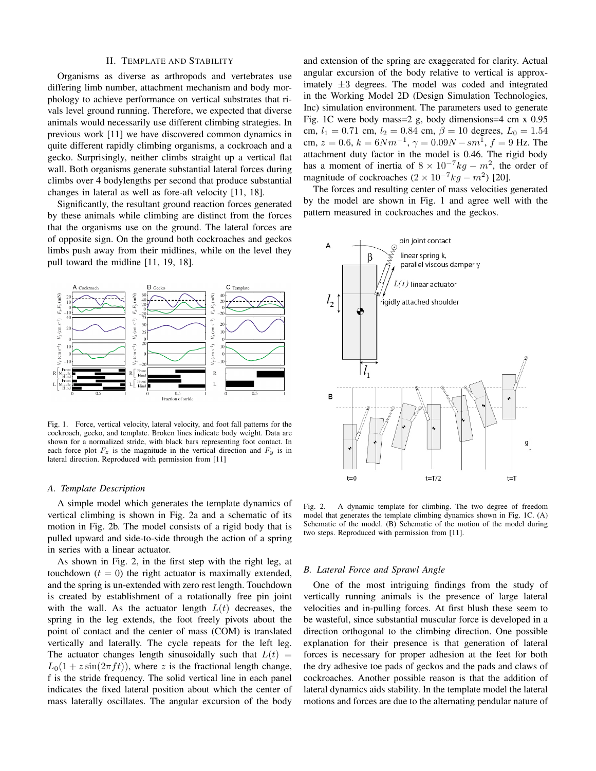## II. Template and Stability

Organisms as diverse as arthropods and vertebrates use differing limb number, attachment mechanism and body morphology to achieve performance on vertical substrates that rivals level ground running. Therefore, we expected that diverse animals would necessarily use different climbing strategies. In previous work [11] we have discovered common dynamics in quite different rapidly climbing organisms, a cockroach and a gecko. Surprisingly, neither climbs straight up a vertical flat wall. Both organisms generate substantial lateral forces during climbs over 4 bodylengths per second that produce substantial changes in lateral as well as fore-aft velocity [11, 18].

Significantly, the resultant ground reaction forces generated by these animals while climbing are distinct from the forces that the organisms use on the ground. The lateral forces are of opposite sign. On the ground both cockroaches and geckos limbs push away from their midlines, while on the level they pull toward the midline [11, 19, 18].

Fig. 1. Force, vertical velocity, lateral velocity, and foot fall patterns for the cockroach, gecko, and template. Broken lines indicate body weight. Data are shown for a normalized stride, with black bars representing foot contact. In each force plot $F_z$ is the magnitude in the vertical direction and $F_y$ is in lateral direction. Reproduced with permission from [11]

### A. Template Description

A simple model which generates the template dynamics of vertical climbing is shown in Fig. 2a and a schematic of its motion in Fig. 2b. The model consists of a rigid body that is pulled upward and side-to-side through the action of a spring in series with a linear actuator.

As shown in Fig. 2, in the first step with the right leg, at touchdown ($t = 0$) the right actuator is maximally extended, and the spring is un-extended with zero rest length. Touchdown is created by establishment of a rotationally free pin joint with the wall. As the actuator length $L(t)$ decreases, the spring in the leg extends, the foot freely pivots about the point of contact and the center of mass (COM) is translated vertically and laterally. The cycle repeats for the left leg. The actuator changes length sinusoidally such that $L(t) = L_0(1 + z\sin(2\pi f t))$, where $z$ is the fractional length change, f is the stride frequency. The solid vertical line in each panel indicates the fixed lateral position about which the center of mass laterally oscillates. The angular excursion of the body and extension of the spring are exaggerated for clarity. Actual angular excursion of the body relative to vertical is approximately $\pm 3$ degrees. The model was coded and integrated in the Working Model 2D (Design Simulation Technologies, Inc) simulation environment. The parameters used to generate Fig. 1C were body mass=2 g, body dimensions=4 cm x 0.95 cm, $l_1 = 0.71$ cm, $l_2 = 0.84$ cm, $\beta = 10$ degrees, $L_0 = 1.54$ cm, $z = 0.6$, $k = 6Nm^{-1}$, $\gamma = 0.09N - sm^1$, $f = 9$ Hz. The attachment duty factor in the model is 0.46. The rigid body has a moment of inertia of $8 \times 10^{-7} kg - m^2$, the order of magnitude of cockroaches ($2 \times 10^{-7} kg - m^2$) [20].

The forces and resulting center of mass velocities generated by the model are shown in Fig. 1 and agree well with the pattern measured in cockroaches and the geckos.

Fig. 2. A dynamic template for climbing. The two degree of freedom model that generates the template climbing dynamics shown in Fig. 1C. (A) Schematic of the model. (B) Schematic of the motion of the model during two steps. Reproduced with permission from [11].

### B. Lateral Force and Sprawl Angle

One of the most intriguing findings from the study of vertically running animals is the presence of large lateral velocities and in-pulling forces. At first blush these seem to be wasteful, since substantial muscular force is developed in a direction orthogonal to the climbing direction. One possible explanation for their presence is that generation of lateral forces is necessary for proper adhesion at the feet for both the dry adhesive toe pads of geckos and the pads and claws of cockroaches. Another possible reason is that the addition of lateral dynamics aids stability. In the template model the lateral motions and forces are due to the alternating pendular nature of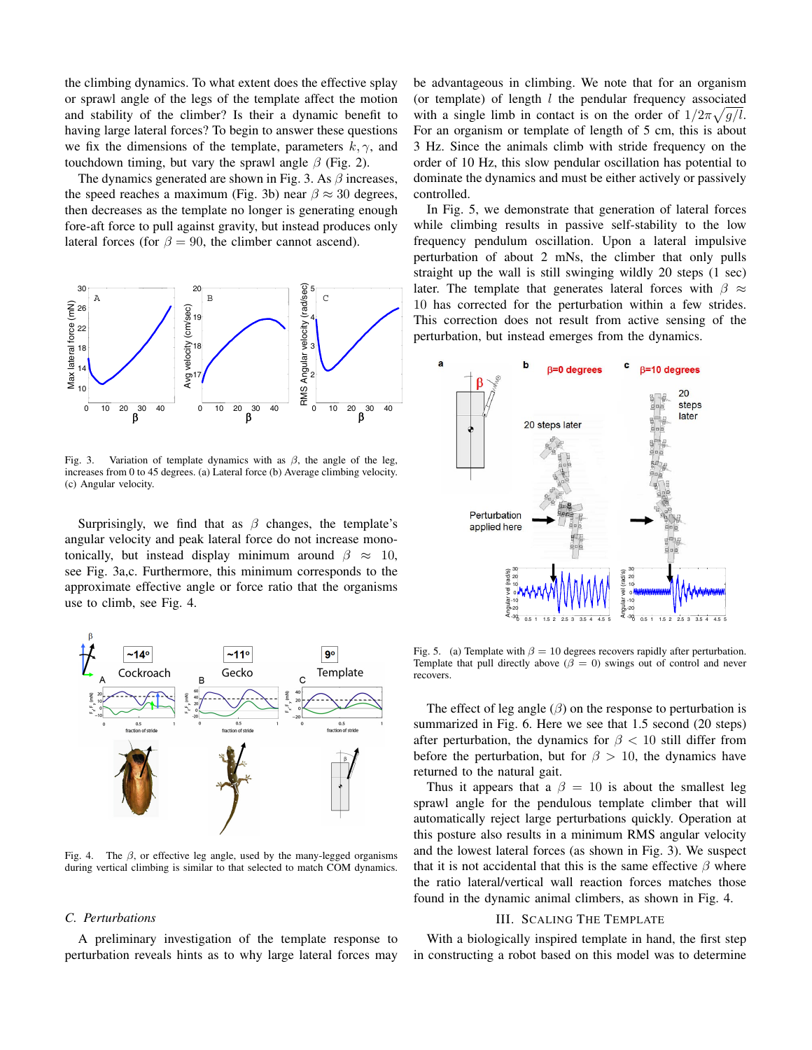the climbing dynamics. To what extent does the effective splay or sprawl angle of the legs of the template affect the motion and stability of the climber? Is their a dynamic benefit to having large lateral forces? To begin to answer these questions we fix the dimensions of the template, parameters $k, \gamma$, and touchdown timing, but vary the sprawl angle $\beta$ (Fig. 2).

The dynamics generated are shown in Fig. 3. As $\beta$ increases, the speed reaches a maximum (Fig. 3b) near $\beta \approx 30$ degrees, then decreases as the template no longer is generating enough fore-aft force to pull against gravity, but instead produces only lateral forces (for $\beta = 90$, the climber cannot ascend).

Fig. 3. Variation of template dynamics with as $\beta$, the angle of the leg, increases from 0 to 45 degrees. (a) Lateral force (b) Average climbing velocity. (c) Angular velocity.

Surprisingly, we find that as $\beta$ changes, the template's angular velocity and peak lateral force do not increase monotonically, but instead display minimum around $\beta \approx 10$, see Fig. 3a,c. Furthermore, this minimum corresponds to the approximate effective angle or force ratio that the organisms use to climb, see Fig. 4.

Fig. 4. The $\beta$, or effective leg angle, used by the many-legged organisms during vertical climbing is similar to that selected to match COM dynamics.

### C. Perturbations

A preliminary investigation of the template response to perturbation reveals hints as to why large lateral forces may be advantageous in climbing. We note that for an organism (or template) of length $l$ the pendular frequency associated with a single limb in contact is on the order of $1/2\pi\sqrt{g/l}$. For an organism or template of length of 5 cm, this is about 3 Hz. Since the animals climb with stride frequency on the order of 10 Hz, this slow pendular oscillation has potential to dominate the dynamics and must be either actively or passively controlled.

In Fig. 5, we demonstrate that generation of lateral forces while climbing results in passive self-stability to the low frequency pendulum oscillation. Upon a lateral impulsive perturbation of about 2 mNs, the climber that only pulls straight up the wall is still swinging wildly 20 steps (1 sec) later. The template that generates lateral forces with $\beta \approx 10$ has corrected for the perturbation within a few strides. This correction does not result from active sensing of the perturbation, but instead emerges from the dynamics.

Fig. 5. (a) Template with $\beta = 10$ degrees recovers rapidly after perturbation. Template that pull directly above ($\beta = 0$) swings out of control and never recovers.

The effect of leg angle ($\beta$) on the response to perturbation is summarized in Fig. 6. Here we see that 1.5 second (20 steps) after perturbation, the dynamics for $\beta < 10$ still differ from before the perturbation, but for $\beta > 10$, the dynamics have returned to the natural gait.

Thus it appears that a $\beta = 10$ is about the smallest leg sprawl angle for the pendulous template climber that will automatically reject large perturbations quickly. Operation at this posture also results in a minimum RMS angular velocity and the lowest lateral forces (as shown in Fig. 3). We suspect that it is not accidental that this is the same effective $\beta$ where the ratio lateral/vertical wall reaction forces matches those found in the dynamic animal climbers, as shown in Fig. 4.

## III. Scaling the Template

With a biologically inspired template in hand, the first step in constructing a robot based on this model was to determine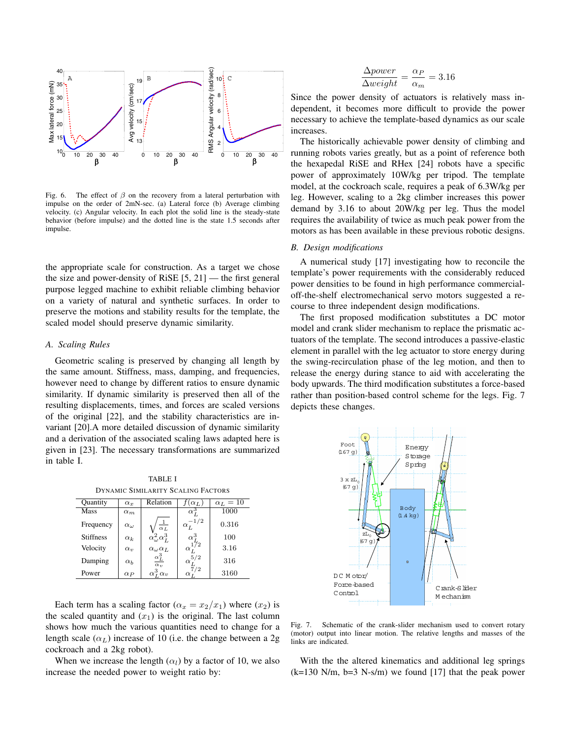Fig. 6. The effect of $\beta$ on the recovery from a lateral perturbation with impulse on the order of 2mN-sec. (a) Lateral force (b) Average climbing velocity. (c) Angular velocity. In each plot the solid line is the steady-state behavior (before impulse) and the dotted line is the state 1.5 seconds after impulse.

the appropriate scale for construction. As a target we chose the size and power-density of RiSE [5, 21] — the first general purpose legged machine to exhibit reliable climbing behavior on a variety of natural and synthetic surfaces. In order to preserve the motions and stability results for the template, the scaled model should preserve dynamic similarity.

### A. Scaling Rules

Geometric scaling is preserved by changing all length by the same amount. Stiffness, mass, damping, and frequencies, however need to change by different ratios to ensure dynamic similarity. If dynamic similarity is preserved then all of the resulting displacements, times, and forces are scaled versions of the original [22], and the stability characteristics are invariant [20].A more detailed discussion of dynamic similarity and a derivation of the associated scaling laws adapted here is given in [23]. The necessary transformations are summarized in table I.

TABLE I
DYNAMIC SIMILARITY SCALING FACTORS

| Quantity | $\alpha_x$ | Relation | $f(\alpha_L)$ | $\alpha_L = 10$ |
|---|---|---|---|---|
| Mass | $\alpha_m$ | | $\alpha_L^3$ | 1000 |
| Frequency | $\alpha_\omega$ | $\sqrt{\frac{1}{\alpha_L}}$ | $\alpha_L^{-1/2}$ | 0.316 |
| Stiffness | $\alpha_k$ | $\alpha_\omega^2 \alpha_L^3$ | $\alpha_L^3$ | 100 |
| Velocity | $\alpha_v$ | $\alpha_\omega \alpha_L$ | $\alpha_L^{1/2}$ | 3.16 |
| Damping | $\alpha_b$ | $\frac{\alpha_L^3}{\alpha_v}$ | $\alpha_L^{5/2}$ | 316 |
| Power | $\alpha_P$ | $\alpha_L^3 \alpha_v$ | $\alpha_L^{7/2}$ | 3160 |

Each term has a scaling factor ($\alpha_x = x_2/x_1$) where ($x_2$) is the scaled quantity and ($x_1$) is the original. The last column shows how much the various quantities need to change for a length scale ($\alpha_L$) increase of 10 (i.e. the change between a 2g cockroach and a 2kg robot).

When we increase the length ($\alpha_l$) by a factor of 10, we also increase the needed power to weight ratio by:

$$\frac{\Delta power}{\Delta weight} = \frac{\alpha_P}{\alpha_m} = 3.16$$

Since the power density of actuators is relatively mass independent, it becomes more difficult to provide the power necessary to achieve the template-based dynamics as our scale increases.

The historically achievable power density of climbing and running robots varies greatly, but as a point of reference both the hexapedal RiSE and RHex [24] robots have a specific power of approximately 10W/kg per tripod. The template model, at the cockroach scale, requires a peak of 6.3W/kg per leg. However, scaling to a 2kg climber increases this power demand by 3.16 to about 20W/kg per leg. Thus the model requires the availability of twice as much peak power from the motors as has been available in these previous robotic designs.

### B. Design modifications

A numerical study [17] investigating how to reconcile the template's power requirements with the considerably reduced power densities to be found in high performance commercial-off-the-shelf electromechanical servo motors suggested a recourse to three independent design modifications.

The first proposed modification substitutes a DC motor model and crank slider mechanism to replace the prismatic actuators of the template. The second introduces a passive-elastic element in parallel with the leg actuator to store energy during the swing-recirculation phase of the leg motion, and then to release the energy during stance to aid with accelerating the body upwards. The third modification substitutes a force-based rather than position-based control scheme for the legs. Fig. 7 depicts these changes.

Fig. 7. Schematic of the crank-slider mechanism used to convert rotary (motor) output into linear motion. The relative lengths and masses of the links are indicated.

With the the altered kinematics and additional leg springs (k=130 N/m, b=3 N-s/m) we found [17] that the peak power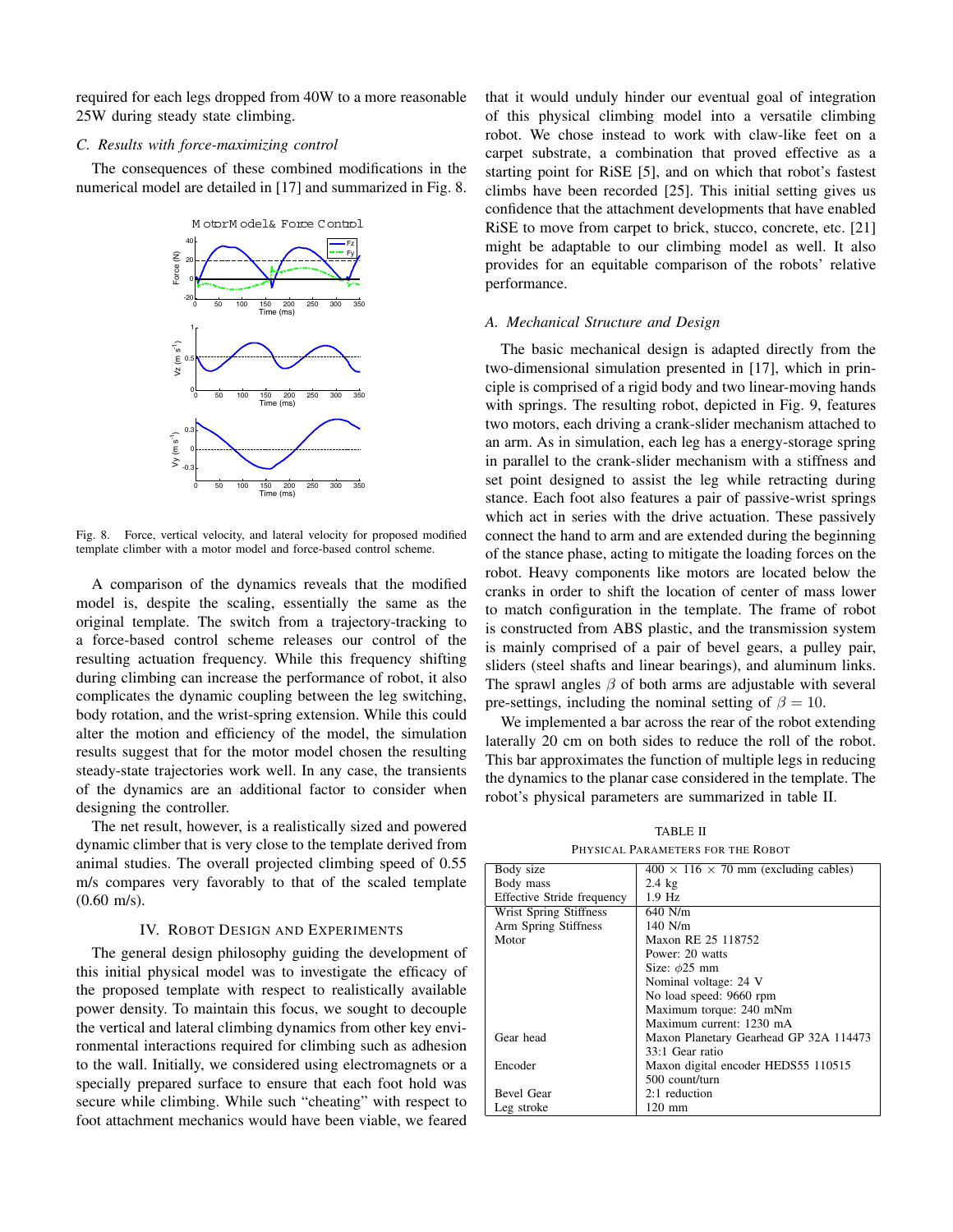required for each legs dropped from 40W to a more reasonable 25W during steady state climbing.

### C. Results with force-maximizing control

The consequences of these combined modifications in the numerical model are detailed in [17] and summarized in Fig. 8.

Motor Model & Force Control

Force (N)
Fz
Fy
Time (ms)

Vz (m s$^{-1}$)
Time (ms)

Vy (m s$^{-1}$)
Time (ms)

Fig. 8. Force, vertical velocity, and lateral velocity for proposed modified template climber with a motor model and force-based control scheme.

A comparison of the dynamics reveals that the modified model is, despite the scaling, essentially the same as the original template. The switch from a trajectory-tracking to a force-based control scheme releases our control of the resulting actuation frequency. While this frequency shifting during climbing can increase the performance of robot, it also complicates the dynamic coupling between the leg switching, body rotation, and the wrist-spring extension. While this could alter the motion and efficiency of the model, the simulation results suggest that for the motor model chosen the resulting steady-state trajectories work well. In any case, the transients of the dynamics are an additional factor to consider when designing the controller.

The net result, however, is a realistically sized and powered dynamic climber that is very close to the template derived from animal studies. The overall projected climbing speed of 0.55 m/s compares very favorably to that of the scaled template (0.60 m/s).

## IV. Robot Design and Experiments

The general design philosophy guiding the development of this initial physical model was to investigate the efficacy of the proposed template with respect to realistically available power density. To maintain this focus, we sought to decouple the vertical and lateral climbing dynamics from other key environmental interactions required for climbing such as adhesion to the wall. Initially, we considered using electromagnets or a specially prepared surface to ensure that each foot hold was secure while climbing. While such "cheating" with respect to foot attachment mechanics would have been viable, we feared that it would unduly hinder our eventual goal of integration of this physical climbing model into a versatile climbing robot. We chose instead to work with claw-like feet on a carpet substrate, a combination that proved effective as a starting point for RiSE [5], and on which that robot's fastest climbs have been recorded [25]. This initial setting gives us confidence that the attachment developments that have enabled RiSE to move from carpet to brick, stucco, concrete, etc. [21] might be adaptable to our climbing model as well. It also provides for an equitable comparison of the robots' relative performance.

### A. Mechanical Structure and Design

The basic mechanical design is adapted directly from the two-dimensional simulation presented in [17], which in principle is comprised of a rigid body and two linear-moving hands with springs. The resulting robot, depicted in Fig. 9, features two motors, each driving a crank-slider mechanism attached to an arm. As in simulation, each leg has a energy-storage spring in parallel to the crank-slider mechanism with a stiffness and set point designed to assist the leg while retracting during stance. Each foot also features a pair of passive-wrist springs which act in series with the drive actuation. These passively connect the hand to arm and are extended during the beginning of the stance phase, acting to mitigate the loading forces on the robot. Heavy components like motors are located below the cranks in order to shift the location of center of mass lower to match configuration in the template. The frame of robot is constructed from ABS plastic, and the transmission system is mainly comprised of a pair of bevel gears, a pulley pair, sliders (steel shafts and linear bearings), and aluminum links. The sprawl angles $\beta$ of both arms are adjustable with several pre-settings, including the nominal setting of $\beta = 10$.

We implemented a bar across the rear of the robot extending laterally 20 cm on both sides to reduce the roll of the robot. This bar approximates the function of multiple legs in reducing the dynamics to the planar case considered in the template. The robot's physical parameters are summarized in table II.

TABLE II
Physical Parameters for the Robot

| | |
|---|---|
| Body size | 400 × 116 × 70 mm (excluding cables) |
| Body mass | 2.4 kg |
| Effective Stride frequency | 1.9 Hz |
| Wrist Spring Stiffness | 640 N/m |
| Arm Spring Stiffness | 140 N/m |
| Motor | Maxon RE 25 118752 |
| | Power: 20 watts |
| | Size: $\phi$25 mm |
| | Nominal voltage: 24 V |
| | No load speed: 9660 rpm |
| | Maximum torque: 240 mNm |
| | Maximum current: 1230 mA |
| Gear head | Maxon Planetary Gearhead GP 32A 114473 |
| | 33:1 Gear ratio |
| Encoder | Maxon digital encoder HEDS55 110515 |
| | 500 count/turn |
| Bevel Gear | 2:1 reduction |
| Leg stroke | 120 mm |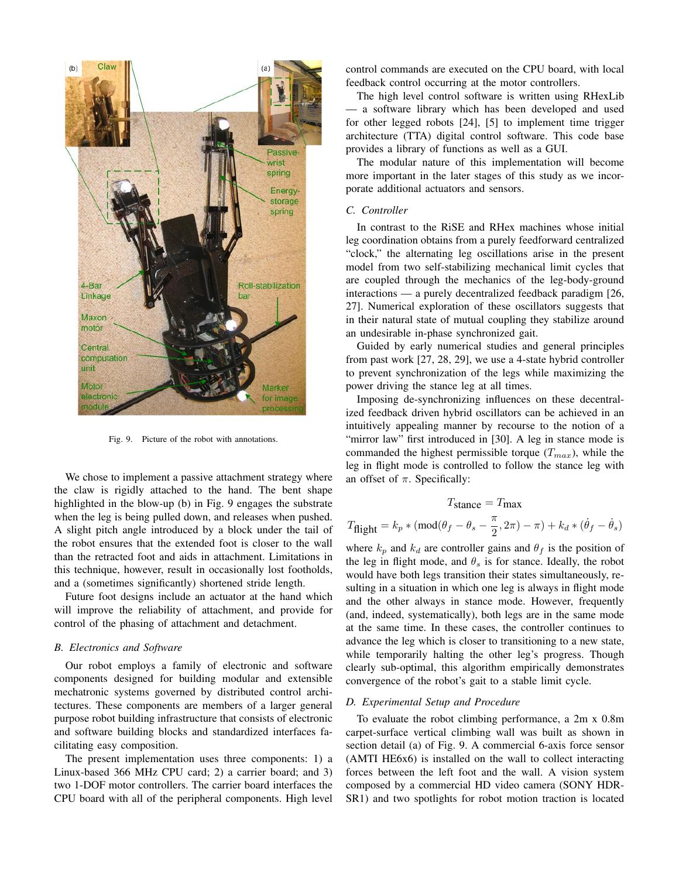Fig. 9. Picture of the robot with annotations.

We chose to implement a passive attachment strategy where the claw is rigidly attached to the hand. The bent shape highlighted in the blow-up (b) in Fig. 9 engages the substrate when the leg is being pulled down, and releases when pushed. A slight pitch angle introduced by a block under the tail of the robot ensures that the extended foot is closer to the wall than the retracted foot and aids in attachment. Limitations in this technique, however, result in occasionally lost footholds, and a (sometimes significantly) shortened stride length.

Future foot designs include an actuator at the hand which will improve the reliability of attachment, and provide for control of the phasing of attachment and detachment.

### B. Electronics and Software

Our robot employs a family of electronic and software components designed for building modular and extensible mechatronic systems governed by distributed control architectures. These components are members of a larger general purpose robot building infrastructure that consists of electronic and software building blocks and standardized interfaces facilitating easy composition.

The present implementation uses three components: 1) a Linux-based 366 MHz CPU card; 2) a carrier board; and 3) two 1-DOF motor controllers. The carrier board interfaces the CPU board with all of the peripheral components. High level control commands are executed on the CPU board, with local feedback control occurring at the motor controllers.

The high level control software is written using RHexLib — a software library which has been developed and used for other legged robots [24], [5] to implement time trigger architecture (TTA) digital control software. This code base provides a library of functions as well as a GUI.

The modular nature of this implementation will become more important in the later stages of this study as we incorporate additional actuators and sensors.

### C. Controller

In contrast to the RiSE and RHex machines whose initial leg coordination obtains from a purely feedforward centralized "clock," the alternating leg oscillations arise in the present model from two self-stabilizing mechanical limit cycles that are coupled through the mechanics of the leg-body-ground interactions — a purely decentralized feedback paradigm [26, 27]. Numerical exploration of these oscillators suggests that in their natural state of mutual coupling they stabilize around an undesirable in-phase synchronized gait.

Guided by early numerical studies and general principles from past work [27, 28, 29], we use a 4-state hybrid controller to prevent synchronization of the legs while maximizing the power driving the stance leg at all times.

Imposing de-synchronizing influences on these decentralized feedback driven hybrid oscillators can be achieved in an intuitively appealing manner by recourse to the notion of a "mirror law" first introduced in [30]. A leg in stance mode is commanded the highest permissible torque ($T_{max}$), while the leg in flight mode is controlled to follow the stance leg with an offset of $\pi$. Specifically:

$$T_{\text{stance}} = T_{\text{max}}$$

$$T_{\text{flight}} = k_p * (\text{mod}(\theta_f - \theta_s - \frac{\pi}{2}, 2\pi) - \pi) + k_d * (\dot{\theta}_f - \dot{\theta}_s)$$

where $k_p$ and $k_d$ are controller gains and $\theta_f$ is the position of the leg in flight mode, and $\theta_s$ is for stance. Ideally, the robot would have both legs transition their states simultaneously, resulting in a situation in which one leg is always in flight mode and the other always in stance mode. However, frequently (and, indeed, systematically), both legs are in the same mode at the same time. In these cases, the controller continues to advance the leg which is closer to transitioning to a new state, while temporarily halting the other leg's progress. Though clearly sub-optimal, this algorithm empirically demonstrates convergence of the robot's gait to a stable limit cycle.

### D. Experimental Setup and Procedure

To evaluate the robot climbing performance, a 2m x 0.8m carpet-surface vertical climbing wall was built as shown in section detail (a) of Fig. 9. A commercial 6-axis force sensor (AMTI HE6x6) is installed on the wall to collect interacting forces between the left foot and the wall. A vision system composed by a commercial HD video camera (SONY HDR-SR1) and two spotlights for robot motion traction is located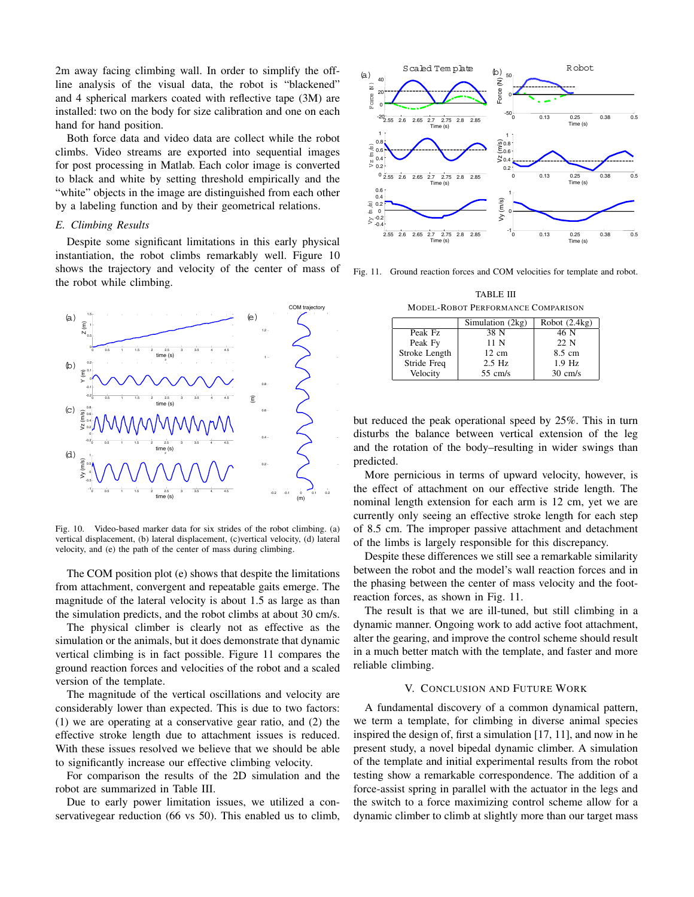2m away facing climbing wall. In order to simplify the off-line analysis of the visual data, the robot is "blackened" and 4 spherical markers coated with reflective tape (3M) are installed: two on the body for size calibration and one on each hand for hand position.

Both force data and video data are collect while the robot climbs. Video streams are exported into sequential images for post processing in Matlab. Each color image is converted to black and white by setting threshold empirically and the "white" objects in the image are distinguished from each other by a labeling function and by their geometrical relations.

### *E. Climbing Results*

Despite some significant limitations in this early physical instantiation, the robot climbs remarkably well. Figure 10 shows the trajectory and velocity of the center of mass of the robot while climbing.

Fig. 10. Video-based marker data for six strides of the robot climbing. (a) vertical displacement, (b) lateral displacement, (c)vertical velocity, (d) lateral velocity, and (e) the path of the center of mass during climbing.

The COM position plot (e) shows that despite the limitations from attachment, convergent and repeatable gaits emerge. The magnitude of the lateral velocity is about 1.5 as large as than the simulation predicts, and the robot climbs at about 30 cm/s.

The physical climber is clearly not as effective as the simulation or the animals, but it does demonstrate that dynamic vertical climbing is in fact possible. Figure 11 compares the ground reaction forces and velocities of the robot and a scaled version of the template.

The magnitude of the vertical oscillations and velocity are considerably lower than expected. This is due to two factors: (1) we are operating at a conservative gear ratio, and (2) the effective stroke length due to attachment issues is reduced. With these issues resolved we believe that we should be able to significantly increase our effective climbing velocity.

For comparison the results of the 2D simulation and the robot are summarized in Table III.

Due to early power limitation issues, we utilized a conservativegear reduction (66 vs 50). This enabled us to climb, but reduced the peak operational speed by 25%. This in turn disturbs the balance between vertical extension of the leg and the rotation of the body–resulting in wider swings than predicted.

Fig. 11. Ground reaction forces and COM velocities for template and robot.

TABLE III

MODEL-ROBOT PERFORMANCE COMPARISON

| | Simulation (2kg) | Robot (2.4kg) |
|---|---|---|
| Peak Fz | 38 N | 46 N |
| Peak Fy | 11 N | 22 N |
| Stroke Length | 12 cm | 8.5 cm |
| Stride Freq | 2.5 Hz | 1.9 Hz |
| Velocity | 55 cm/s | 30 cm/s |

More pernicious in terms of upward velocity, however, is the effect of attachment on our effective stride length. The nominal length extension for each arm is 12 cm, yet we are currently only seeing an effective stroke length for each step of 8.5 cm. The improper passive attachment and detachment of the limbs is largely responsible for this discrepancy.

Despite these differences we still see a remarkable similarity between the robot and the model's wall reaction forces and in the phasing between the center of mass velocity and the foot-reaction forces, as shown in Fig. 11.

The result is that we are ill-tuned, but still climbing in a dynamic manner. Ongoing work to add active foot attachment, alter the gearing, and improve the control scheme should result in a much better match with the template, and faster and more reliable climbing.

## V. CONCLUSION AND FUTURE WORK

A fundamental discovery of a common dynamical pattern, we term a template, for climbing in diverse animal species inspired the design of, first a simulation [17, 11], and now in he present study, a novel bipedal dynamic climber. A simulation of the template and initial experimental results from the robot testing show a remarkable correspondence. The addition of a force-assist spring in parallel with the actuator in the legs and the switch to a force maximizing control scheme allow for a dynamic climber to climb at slightly more than our target mass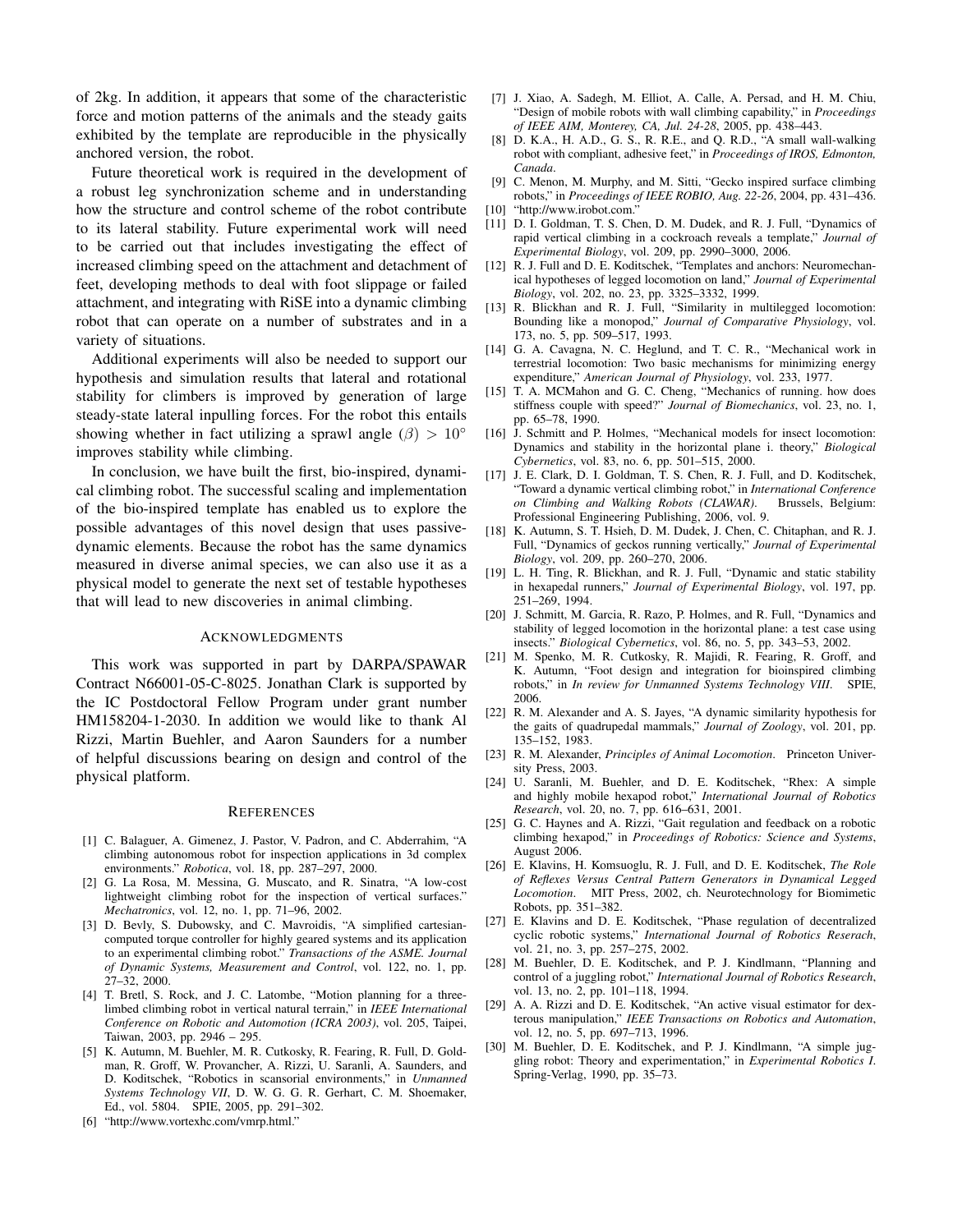of 2kg. In addition, it appears that some of the characteristic force and motion patterns of the animals and the steady gaits exhibited by the template are reproducible in the physically anchored version, the robot.

Future theoretical work is required in the development of a robust leg synchronization scheme and in understanding how the structure and control scheme of the robot contribute to its lateral stability. Future experimental work will need to be carried out that includes investigating the effect of increased climbing speed on the attachment and detachment of feet, developing methods to deal with foot slippage or failed attachment, and integrating with RiSE into a dynamic climbing robot that can operate on a number of substrates and in a variety of situations.

Additional experiments will also be needed to support our hypothesis and simulation results that lateral and rotational stability for climbers is improved by generation of large steady-state lateral inpulling forces. For the robot this entails showing whether in fact utilizing a sprawl angle $(\beta) > 10^\circ$ improves stability while climbing.

In conclusion, we have built the first, bio-inspired, dynamical climbing robot. The successful scaling and implementation of the bio-inspired template has enabled us to explore the possible advantages of this novel design that uses passive-dynamic elements. Because the robot has the same dynamics measured in diverse animal species, we can also use it as a physical model to generate the next set of testable hypotheses that will lead to new discoveries in animal climbing.

## ACKNOWLEDGMENTS

This work was supported in part by DARPA/SPAWAR Contract N66001-05-C-8025. Jonathan Clark is supported by the IC Postdoctoral Fellow Program under grant number HM158204-1-2030. In addition we would like to thank Al Rizzi, Martin Buehler, and Aaron Saunders for a number of helpful discussions bearing on design and control of the physical platform.

## REFERENCES

[1] C. Balaguer, A. Gimenez, J. Pastor, V. Padron, and C. Abderrahim, "A climbing autonomous robot for inspection applications in 3d complex environments." *Robotica*, vol. 18, pp. 287–297, 2000.

[2] G. La Rosa, M. Messina, G. Muscato, and R. Sinatra, "A low-cost lightweight climbing robot for the inspection of vertical surfaces." *Mechatronics*, vol. 12, no. 1, pp. 71–96, 2002.

[3] D. Bevly, S. Dubowsky, and C. Mavroidis, "A simplified cartesian-computed torque controller for highly geared systems and its application to an experimental climbing robot." *Transactions of the ASME. Journal of Dynamic Systems, Measurement and Control*, vol. 122, no. 1, pp. 27–32, 2000.

[4] T. Bretl, S. Rock, and J. C. Latombe, "Motion planning for a three-limbed climbing robot in vertical natural terrain," in *IEEE International Conference on Robotic and Automotion (ICRA 2003)*, vol. 205, Taipei, Taiwan, 2003, pp. 2946 – 295.

[5] K. Autumn, M. Buehler, M. R. Cutkosky, R. Fearing, R. Full, D. Goldman, R. Groff, W. Provancher, A. Rizzi, U. Saranli, A. Saunders, and D. Koditschek, "Robotics in scansorial environments," in *Unmanned Systems Technology VII*, D. W. G. G. R. Gerhart, C. M. Shoemaker, Ed., vol. 5804. SPIE, 2005, pp. 291–302.

[6] "http://www.vortexhc.com/vmrp.html."

[7] J. Xiao, A. Sadegh, M. Elliot, A. Calle, A. Persad, and H. M. Chiu, "Design of mobile robots with wall climbing capability," in *Proceedings of IEEE AIM, Monterey, CA, Jul. 24-28*, 2005, pp. 438–443.

[8] D. K.A., H. A.D., G. S., R. R.E., and Q. R.D., "A small wall-walking robot with compliant, adhesive feet," in *Proceedings of IROS, Edmonton, Canada*.

[9] C. Menon, M. Murphy, and M. Sitti, "Gecko inspired surface climbing robots," in *Proceedings of IEEE ROBIO, Aug. 22-26*, 2004, pp. 431–436.

[10] "http://www.irobot.com."

[11] D. I. Goldman, T. S. Chen, D. M. Dudek, and R. J. Full, "Dynamics of rapid vertical climbing in a cockroach reveals a template," *Journal of Experimental Biology*, vol. 209, pp. 2990–3000, 2006.

[12] R. J. Full and D. E. Koditschek, "Templates and anchors: Neuromechanical hypotheses of legged locomotion on land," *Journal of Experimental Biology*, vol. 202, no. 23, pp. 3325–3332, 1999.

[13] R. Blickhan and R. J. Full, "Similarity in multilegged locomotion: Bounding like a monopod," *Journal of Comparative Physiology*, vol. 173, no. 5, pp. 509–517, 1993.

[14] G. A. Cavagna, N. C. Heglund, and T. C. R., "Mechanical work in terrestrial locomotion: Two basic mechanisms for minimizing energy expenditure," *American Journal of Physiology*, vol. 233, 1977.

[15] T. A. MCMahon and G. C. Cheng, "Mechanics of running. how does stiffness couple with speed?" *Journal of Biomechanics*, vol. 23, no. 1, pp. 65–78, 1990.

[16] J. Schmitt and P. Holmes, "Mechanical models for insect locomotion: Dynamics and stability in the horizontal plane i. theory," *Biological Cybernetics*, vol. 83, no. 6, pp. 501–515, 2000.

[17] J. E. Clark, D. I. Goldman, T. S. Chen, R. J. Full, and D. Koditschek, "Toward a dynamic vertical climbing robot," in *International Conference on Climbing and Walking Robots (CLAWAR)*. Brussels, Belgium: Professional Engineering Publishing, 2006, vol. 9.

[18] K. Autumn, S. T. Hsieh, D. M. Dudek, J. Chen, C. Chitaphan, and R. J. Full, "Dynamics of geckos running vertically," *Journal of Experimental Biology*, vol. 209, pp. 260–270, 2006.

[19] L. H. Ting, R. Blickhan, and R. J. Full, "Dynamic and static stability in hexapedal runners," *Journal of Experimental Biology*, vol. 197, pp. 251–269, 1994.

[20] J. Schmitt, M. Garcia, R. Razo, P. Holmes, and R. Full, "Dynamics and stability of legged locomotion in the horizontal plane: a test case using insects." *Biological Cybernetics*, vol. 86, no. 5, pp. 343–53, 2002.

[21] M. Spenko, M. R. Cutkosky, R. Majidi, R. Fearing, R. Groff, and K. Autumn, "Foot design and integration for bioinspired climbing robots," in *In review for Unmanned Systems Technology VIII*. SPIE, 2006.

[22] R. M. Alexander and A. S. Jayes, "A dynamic similarity hypothesis for the gaits of quadrupedal mammals," *Journal of Zoology*, vol. 201, pp. 135–152, 1983.

[23] R. M. Alexander, *Principles of Animal Locomotion*. Princeton University Press, 2003.

[24] U. Saranli, M. Buehler, and D. E. Koditschek, "Rhex: A simple and highly mobile hexapod robot," *International Journal of Robotics Research*, vol. 20, no. 7, pp. 616–631, 2001.

[25] G. C. Haynes and A. Rizzi, "Gait regulation and feedback on a robotic climbing hexapod," in *Proceedings of Robotics: Science and Systems*, August 2006.

[26] E. Klavins, H. Komsuoglu, R. J. Full, and D. E. Koditschek, *The Role of Reflexes Versus Central Pattern Generators in Dynamical Legged Locomotion*. MIT Press, 2002, ch. Neurotechnology for Biomimetic Robots, pp. 351–382.

[27] E. Klavins and D. E. Koditschek, "Phase regulation of decentralized cyclic robotic systems," *International Journal of Robotics Reserach*, vol. 21, no. 3, pp. 257–275, 2002.

[28] M. Buehler, D. E. Koditschek, and P. J. Kindlmann, "Planning and control of a juggling robot," *International Journal of Robotics Research*, vol. 13, no. 2, pp. 101–118, 1994.

[29] A. A. Rizzi and D. E. Koditschek, "An active visual estimator for dexterous manipulation," *IEEE Transactions on Robotics and Automation*, vol. 12, no. 5, pp. 697–713, 1996.

[30] M. Buehler, D. E. Koditschek, and P. J. Kindlmann, "A simple juggling robot: Theory and experimentation," in *Experimental Robotics I*. Spring-Verlag, 1990, pp. 35–73.